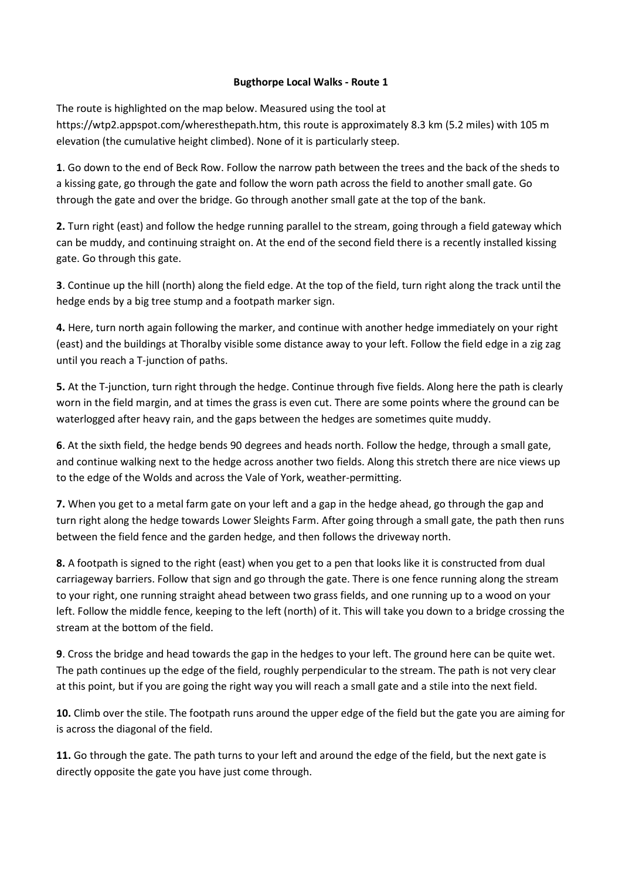# Bugthorpe Local Walks - Route 1

The route is highlighted on the map below. Measured using the tool at https://wtp2.appspot.com/wheresthepath.htm, this route is approximately 8.3 km (5.2 miles) with 105 m elevation (the cumulative height climbed). None of it is particularly steep.

**1**. Go down to the end of Beck Row. Follow the narrow path between the trees and the back of the sheds to a kissing gate, go through the gate and follow the worn path across the field to another small gate. Go through the gate and over the bridge. Go through another small gate at the top of the bank.

**2.** Turn right (east) and follow the hedge running parallel to the stream, going through a field gateway which can be muddy, and continuing straight on. At the end of the second field there is a recently installed kissing gate. Go through this gate.

**3**. Continue up the hill (north) along the field edge. At the top of the field, turn right along the track until the hedge ends by a big tree stump and a footpath marker sign.

**4.** Here, turn north again following the marker, and continue with another hedge immediately on your right (east) and the buildings at Thoralby visible some distance away to your left. Follow the field edge in a zig zag until you reach a T-junction of paths.

**5.** At the T-junction, turn right through the hedge. Continue through five fields. Along here the path is clearly worn in the field margin, and at times the grass is even cut. There are some points where the ground can be waterlogged after heavy rain, and the gaps between the hedges are sometimes quite muddy.

**6**. At the sixth field, the hedge bends 90 degrees and heads north. Follow the hedge, through a small gate, and continue walking next to the hedge across another two fields. Along this stretch there are nice views up to the edge of the Wolds and across the Vale of York, weather-permitting.

**7.** When you get to a metal farm gate on your left and a gap in the hedge ahead, go through the gap and turn right along the hedge towards Lower Sleights Farm. After going through a small gate, the path then runs between the field fence and the garden hedge, and then follows the driveway north.

**8.** A footpath is signed to the right (east) when you get to a pen that looks like it is constructed from dual carriageway barriers. Follow that sign and go through the gate. There is one fence running along the stream to your right, one running straight ahead between two grass fields, and one running up to a wood on your left. Follow the middle fence, keeping to the left (north) of it. This will take you down to a bridge crossing the stream at the bottom of the field.

**9**. Cross the bridge and head towards the gap in the hedges to your left. The ground here can be quite wet. The path continues up the edge of the field, roughly perpendicular to the stream. The path is not very clear at this point, but if you are going the right way you will reach a small gate and a stile into the next field.

**10.** Climb over the stile. The footpath runs around the upper edge of the field but the gate you are aiming for is across the diagonal of the field.

**11.** Go through the gate. The path turns to your left and around the edge of the field, but the next gate is directly opposite the gate you have just come through.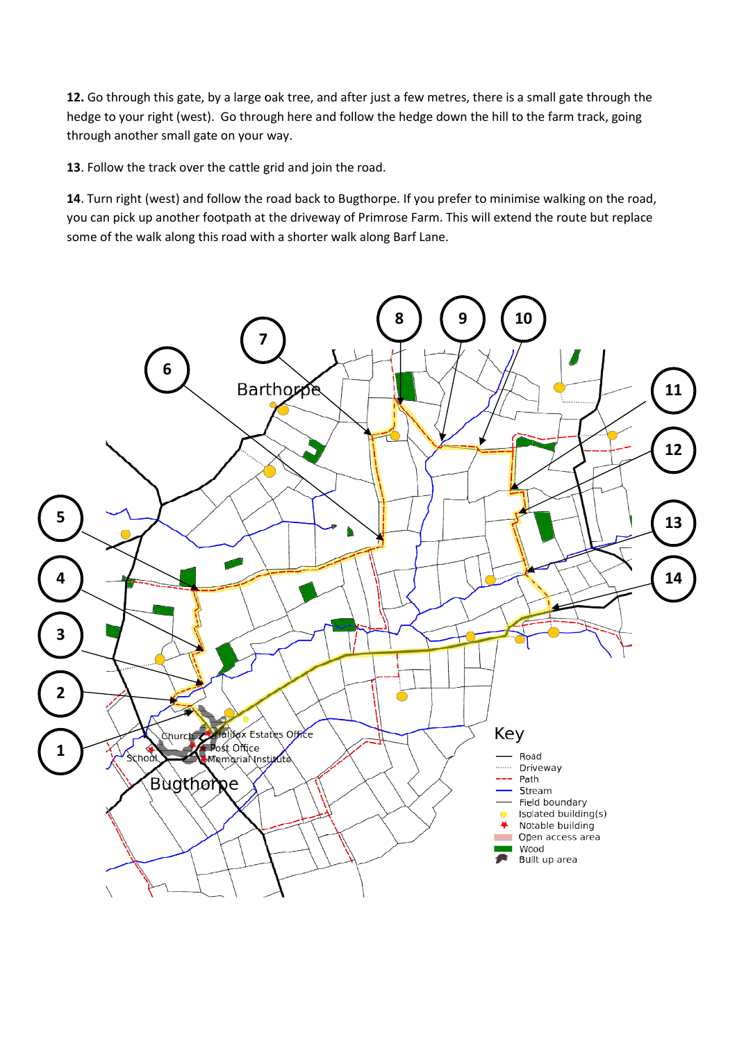**12.** Go through this gate, by a large oak tree, and after just a few metres, there is a small gate through the hedge to your right (west). Go through here and follow the hedge down the hill to the farm track, going through another small gate on your way.

**13**. Follow the track over the cattle grid and join the road.

**14**. Turn right (west) and follow the road back to Bugthorpe. If you prefer to minimise walking on the road, you can pick up another footpath at the driveway of Primrose Farm. This will extend the route but replace some of the walk along this road with a shorter walk along Barf Lane.

1
2
3
4
5
6
7
8
9
10
11
12
13
14

Barthorpe

Bugthorpe

Church
School
Halifax Estates Office
Post Office
Memorial Institute

Key
Road
Driveway
Path
Stream
Field boundary
Isolated building(s)
Notable building
Open access area
Wood
Built up area